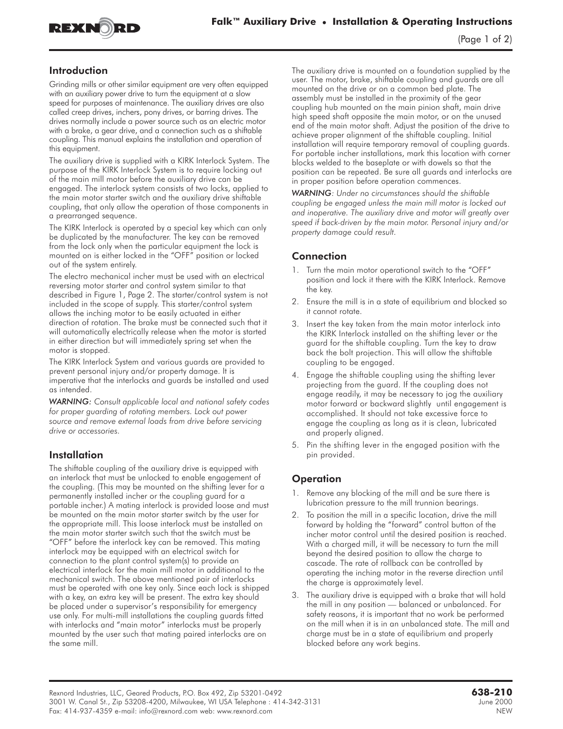## Introduction

Grinding mills or other similar equipment are very often equipped with an auxiliary power drive to turn the equipment at a slow speed for purposes of maintenance. The auxiliary drives are also called creep drives, inchers, pony drives, or barring drives. The drives normally include a power source such as an electric motor with a brake, a gear drive, and a connection such as a shiftable coupling. This manual explains the installation and operation of this equipment.

The auxiliary drive is supplied with a KIRK Interlock System. The purpose of the KIRK Interlock System is to require locking out of the main mill motor before the auxiliary drive can be engaged. The interlock system consists of two locks, applied to the main motor starter switch and the auxiliary drive shiftable coupling, that only allow the operation of those components in a prearranged sequence.

The KIRK Interlock is operated by a special key which can only be duplicated by the manufacturer. The key can be removed from the lock only when the particular equipment the lock is mounted on is either locked in the "OFF" position or locked out of the system entirely.

The electro mechanical incher must be used with an electrical reversing motor starter and control system similar to that described in Figure 1, Page 2. The starter/control system is not included in the scope of supply. This starter/control system allows the inching motor to be easily actuated in either direction of rotation. The brake must be connected such that it will automatically electrically release when the motor is started in either direction but will immediately spring set when the motor is stopped.

The KIRK Interlock System and various guards are provided to prevent personal injury and/or property damage. It is imperative that the interlocks and guards be installed and used as intended.

*WARNING: Consult applicable local and national safety codes for proper guarding of rotating members. Lock out power source and remove external loads from drive before servicing drive or accessories.*

## Installation

The shiftable coupling of the auxiliary drive is equipped with an interlock that must be unlocked to enable engagement of the coupling. (This may be mounted on the shifting lever for a permanently installed incher or the coupling guard for a portable incher.) A mating interlock is provided loose and must be mounted on the main motor starter switch by the user for the appropriate mill. This loose interlock must be installed on the main motor starter switch such that the switch must be "OFF" before the interlock key can be removed. This mating interlock may be equipped with an electrical switch for connection to the plant control system(s) to provide an electrical interlock for the main mill motor in additional to the mechanical switch. The above mentioned pair of interlocks must be operated with one key only. Since each lock is shipped with a key, an extra key will be present. The extra key should be placed under a supervisor's responsibility for emergency use only. For multi-mill installations the coupling guards fitted with interlocks and "main motor" interlocks must be properly mounted by the user such that mating paired interlocks are on the same mill.

The auxiliary drive is mounted on a foundation supplied by the user. The motor, brake, shiftable coupling and guards are all mounted on the drive or on a common bed plate. The assembly must be installed in the proximity of the gear coupling hub mounted on the main pinion shaft, main drive high speed shaft opposite the main motor, or on the unused end of the main motor shaft. Adjust the position of the drive to achieve proper alignment of the shiftable coupling. Initial installation will require temporary removal of coupling guards. For portable incher installations, mark this location with corner blocks welded to the baseplate or with dowels so that the position can be repeated. Be sure all guards and interlocks are in proper position before operation commences.

*WARNING: Under no circumstances should the shiftable coupling be engaged unless the main mill motor is locked out and inoperative. The auxiliary drive and motor will greatly over speed if back-driven by the main motor. Personal injury and/or property damage could result.*

## Connection

1. Turn the main motor operational switch to the "OFF" position and lock it there with the KIRK Interlock. Remove the key.
2. Ensure the mill is in a state of equilibrium and blocked so it cannot rotate.
3. Insert the key taken from the main motor interlock into the KIRK Interlock installed on the shifting lever or the guard for the shiftable coupling. Turn the key to draw back the bolt projection. This will allow the shiftable coupling to be engaged.
4. Engage the shiftable coupling using the shifting lever projecting from the guard. If the coupling does not engage readily, it may be necessary to jog the auxiliary motor forward or backward slightly until engagement is accomplished. It should not take excessive force to engage the coupling as long as it is clean, lubricated and properly aligned.
5. Pin the shifting lever in the engaged position with the pin provided.

## Operation

1. Remove any blocking of the mill and be sure there is lubrication pressure to the mill trunnion bearings.
2. To position the mill in a specific location, drive the mill forward by holding the "forward" control button of the incher motor control until the desired position is reached. With a charged mill, it will be necessary to turn the mill beyond the desired position to allow the charge to cascade. The rate of rollback can be controlled by operating the inching motor in the reverse direction until the charge is approximately level.
3. The auxiliary drive is equipped with a brake that will hold the mill in any position — balanced or unbalanced. For safety reasons, it is important that no work be performed on the mill when it is in an unbalanced state. The mill and charge must be in a state of equilibrium and properly blocked before any work begins.

Rexnord Industries, LLC, Geared Products, P.O. Box 492, Zip 53201-0492
3001 W. Canal St., Zip 53208-4200, Milwaukee, WI USA Telephone : 414-342-3131
Fax: 414-937-4359 e-mail: info@rexnord.com web: www.rexnord.com

**638-210**
June 2000
NEW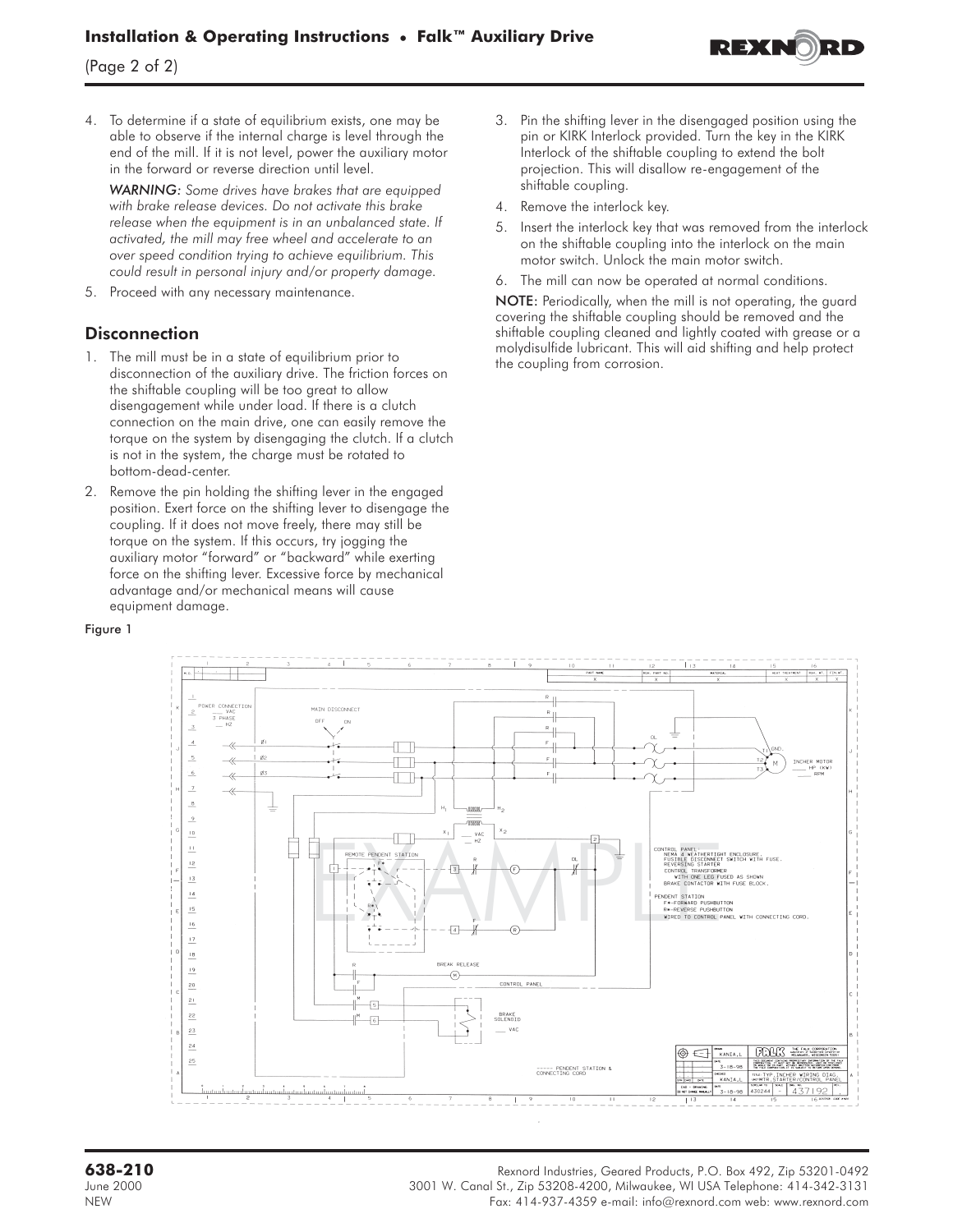4. To determine if a state of equilibrium exists, one may be able to observe if the internal charge is level through the end of the mill. If it is not level, power the auxiliary motor in the forward or reverse direction until level.

   *WARNING: Some drives have brakes that are equipped with brake release devices. Do not activate this brake release when the equipment is in an unbalanced state. If activated, the mill may free wheel and accelerate to an over speed condition trying to achieve equilibrium. This could result in personal injury and/or property damage.*

5. Proceed with any necessary maintenance.

## Disconnection

1. The mill must be in a state of equilibrium prior to disconnection of the auxiliary drive. The friction forces on the shiftable coupling will be too great to allow disengagement while under load. If there is a clutch connection on the main drive, one can easily remove the torque on the system by disengaging the clutch. If a clutch is not in the system, the charge must be rotated to bottom-dead-center.
2. Remove the pin holding the shifting lever in the engaged position. Exert force on the shifting lever to disengage the coupling. If it does not move freely, there may still be torque on the system. If this occurs, try jogging the auxiliary motor "forward" or "backward" while exerting force on the shifting lever. Excessive force by mechanical advantage and/or mechanical means will cause equipment damage.
3. Pin the shifting lever in the disengaged position using the pin or KIRK Interlock provided. Turn the key in the KIRK Interlock of the shiftable coupling to extend the bolt projection. This will disallow re-engagement of the shiftable coupling.
4. Remove the interlock key.
5. Insert the interlock key that was removed from the interlock on the shiftable coupling into the interlock on the main motor switch. Unlock the main motor switch.
6. The mill can now be operated at normal conditions.

NOTE: Periodically, when the mill is not operating, the guard covering the shiftable coupling should be removed and the shiftable coupling cleaned and lightly coated with grease or a molydisulfide lubricant. This will aid shifting and help protect the coupling from corrosion.

Figure 1

POWER CONNECTION
___ VAC
3 PHASE
___ HZ

MAIN DISCONNECT
OFF ON

INCHER MOTOR
___ HP (KW)
___ RPM

REMOTE PENDENT STATION

BREAK RELEASE

CONTROL PANEL

BRAKE SOLENOID
___ VAC

CONTROL PANEL:
NEMA 4 WEATHERTIGHT ENCLOSURE.
FUSIBLE DISCONNECT SWITCH WITH FUSE.
REVERSING STARTER
CONTROL TRANSFORMER
WITH ONE LEG FUSED AS SHOWN
BRAKE CONTACTOR WITH FUSE BLOCK.

PENDENT STATION
F*-FORWARD PUSHBUTTON
R*-REVERSE PUSHBUTTON
WIRED TO CONTROL PANEL WITH CONNECTING CORD.

----- PENDENT STATION & CONNECTING CORD

EXAMPLE

TYP. INCHER WIRING DIAG., MTR. STARTER/CONTROL PANEL

KANIA,L 3-18-98

437192